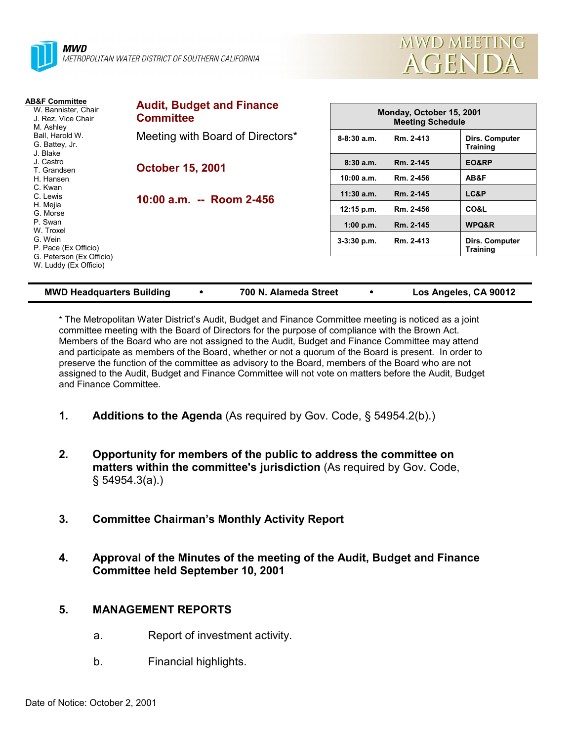MWD
METROPOLITAN WATER DISTRICT OF SOUTHERN CALIFORNIA

# MWD MEETING AGENDA

**AB&F Committee**
W. Bannister, Chair
J. Rez, Vice Chair
M. Ashley
Ball, Harold W.
G. Battey, Jr.
J. Blake
J. Castro
T. Grandsen
H. Hansen
C. Kwan
C. Lewis
H. Mejia
G. Morse
P. Swan
W. Troxel
G. Wein
P. Pace (Ex Officio)
G. Peterson (Ex Officio)
W. Luddy (Ex Officio)

## Audit, Budget and Finance Committee

Meeting with Board of Directors*

**October 15, 2001**

**10:00 a.m. -- Room 2-456**

| Monday, October 15, 2001 Meeting Schedule | | |
|---|---|---|
| 8-8:30 a.m. | Rm. 2-413 | Dirs. Computer Training |
| 8:30 a.m. | Rm. 2-145 | EO&RP |
| 10:00 a.m. | Rm. 2-456 | AB&F |
| 11:30 a.m. | Rm. 2-145 | LC&P |
| 12:15 p.m. | Rm. 2-456 | CO&L |
| 1:00 p.m. | Rm. 2-145 | WPQ&R |
| 3-3:30 p.m. | Rm. 2-413 | Dirs. Computer Training |

**MWD Headquarters Building • 700 N. Alameda Street • Los Angeles, CA 90012**

* The Metropolitan Water District's Audit, Budget and Finance Committee meeting is noticed as a joint committee meeting with the Board of Directors for the purpose of compliance with the Brown Act. Members of the Board who are not assigned to the Audit, Budget and Finance Committee may attend and participate as members of the Board, whether or not a quorum of the Board is present. In order to preserve the function of the committee as advisory to the Board, members of the Board who are not assigned to the Audit, Budget and Finance Committee will not vote on matters before the Audit, Budget and Finance Committee.

1. **Additions to the Agenda** (As required by Gov. Code, § 54954.2(b).)

2. **Opportunity for members of the public to address the committee on matters within the committee's jurisdiction** (As required by Gov. Code, § 54954.3(a).)

3. **Committee Chairman's Monthly Activity Report**

4. **Approval of the Minutes of the meeting of the Audit, Budget and Finance Committee held September 10, 2001**

5. **MANAGEMENT REPORTS**

   a. Report of investment activity.

   b. Financial highlights.

Date of Notice: October 2, 2001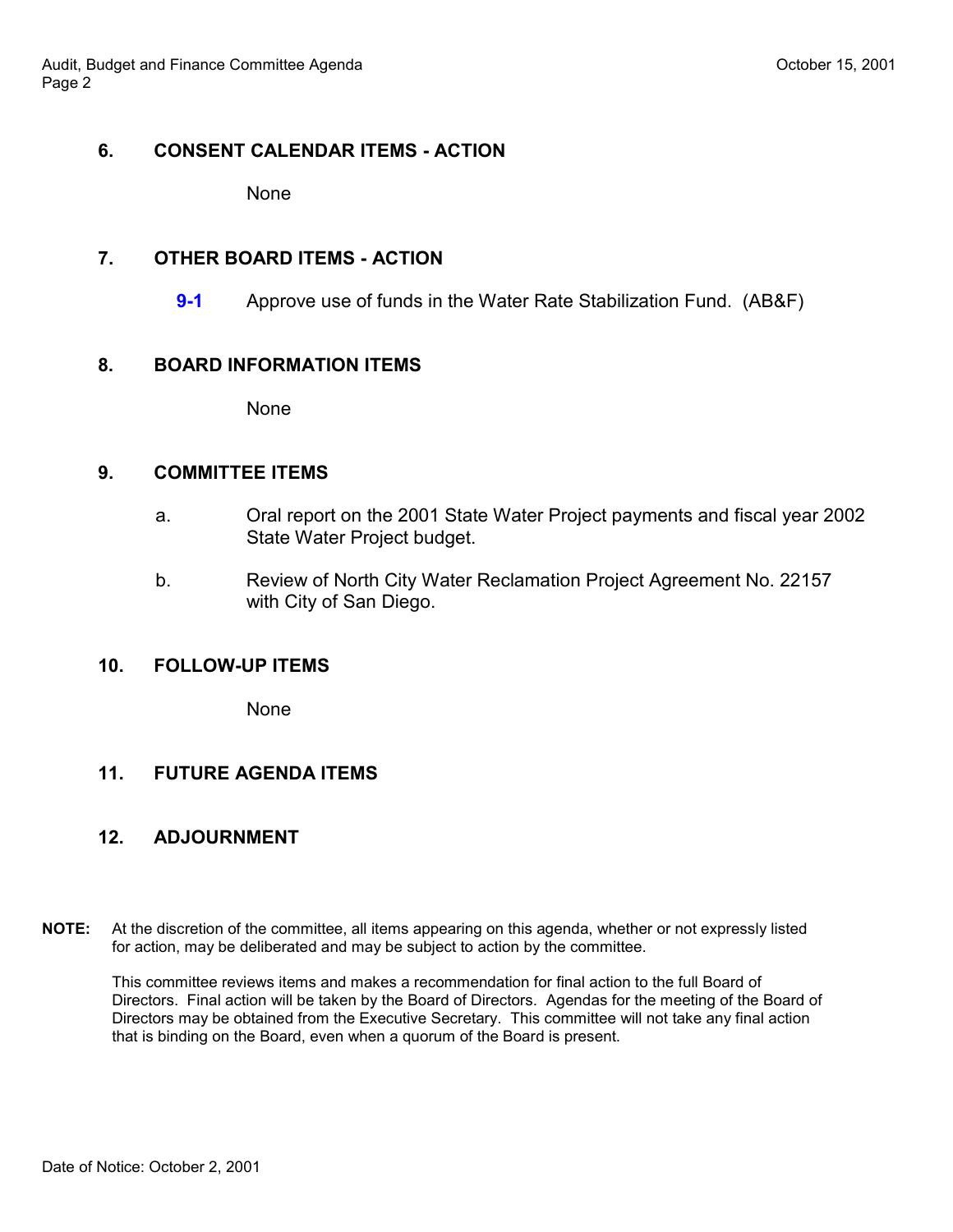**6. CONSENT CALENDAR ITEMS - ACTION**

None

**7. OTHER BOARD ITEMS - ACTION**

**9-1** Approve use of funds in the Water Rate Stabilization Fund. (AB&F)

**8. BOARD INFORMATION ITEMS**

None

**9. COMMITTEE ITEMS**

a. Oral report on the 2001 State Water Project payments and fiscal year 2002 State Water Project budget.

b. Review of North City Water Reclamation Project Agreement No. 22157 with City of San Diego.

**10. FOLLOW-UP ITEMS**

None

**11. FUTURE AGENDA ITEMS**

**12. ADJOURNMENT**

**NOTE:** At the discretion of the committee, all items appearing on this agenda, whether or not expressly listed for action, may be deliberated and may be subject to action by the committee.

This committee reviews items and makes a recommendation for final action to the full Board of Directors. Final action will be taken by the Board of Directors. Agendas for the meeting of the Board of Directors may be obtained from the Executive Secretary. This committee will not take any final action that is binding on the Board, even when a quorum of the Board is present.

Date of Notice: October 2, 2001